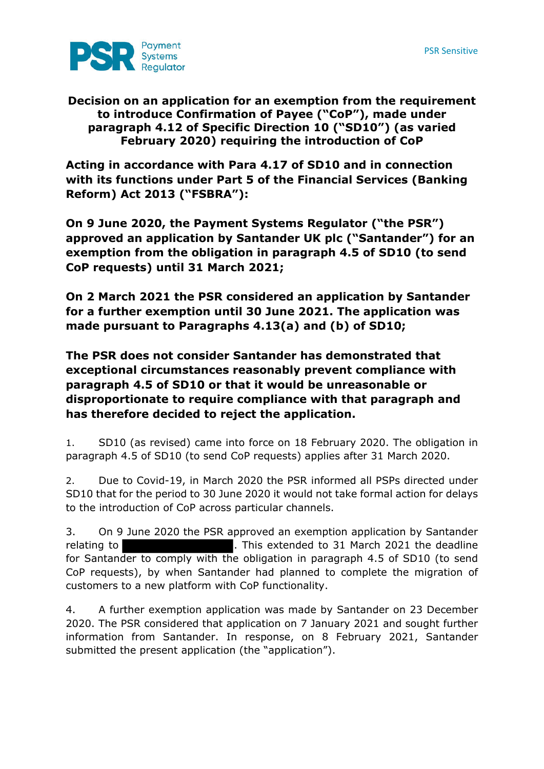**Decision on an application for an exemption from the requirement to introduce Confirmation of Payee ("CoP"), made under paragraph 4.12 of Specific Direction 10 ("SD10") (as varied February 2020) requiring the introduction of CoP**

**Acting in accordance with Para 4.17 of SD10 and in connection with its functions under Part 5 of the Financial Services (Banking Reform) Act 2013 ("FSBRA"):**

**On 9 June 2020, the Payment Systems Regulator ("the PSR") approved an application by Santander UK plc ("Santander") for an exemption from the obligation in paragraph 4.5 of SD10 (to send CoP requests) until 31 March 2021;**

**On 2 March 2021 the PSR considered an application by Santander for a further exemption until 30 June 2021. The application was made pursuant to Paragraphs 4.13(a) and (b) of SD10;**

**The PSR does not consider Santander has demonstrated that exceptional circumstances reasonably prevent compliance with paragraph 4.5 of SD10 or that it would be unreasonable or disproportionate to require compliance with that paragraph and has therefore decided to reject the application.**

1. SD10 (as revised) came into force on 18 February 2020. The obligation in paragraph 4.5 of SD10 (to send CoP requests) applies after 31 March 2020.

2. Due to Covid-19, in March 2020 the PSR informed all PSPs directed under SD10 that for the period to 30 June 2020 it would not take formal action for delays to the introduction of CoP across particular channels.

3. On 9 June 2020 the PSR approved an exemption application by Santander relating to ████████████████. This extended to 31 March 2021 the deadline for Santander to comply with the obligation in paragraph 4.5 of SD10 (to send CoP requests), by when Santander had planned to complete the migration of customers to a new platform with CoP functionality.

4. A further exemption application was made by Santander on 23 December 2020. The PSR considered that application on 7 January 2021 and sought further information from Santander. In response, on 8 February 2021, Santander submitted the present application (the "application").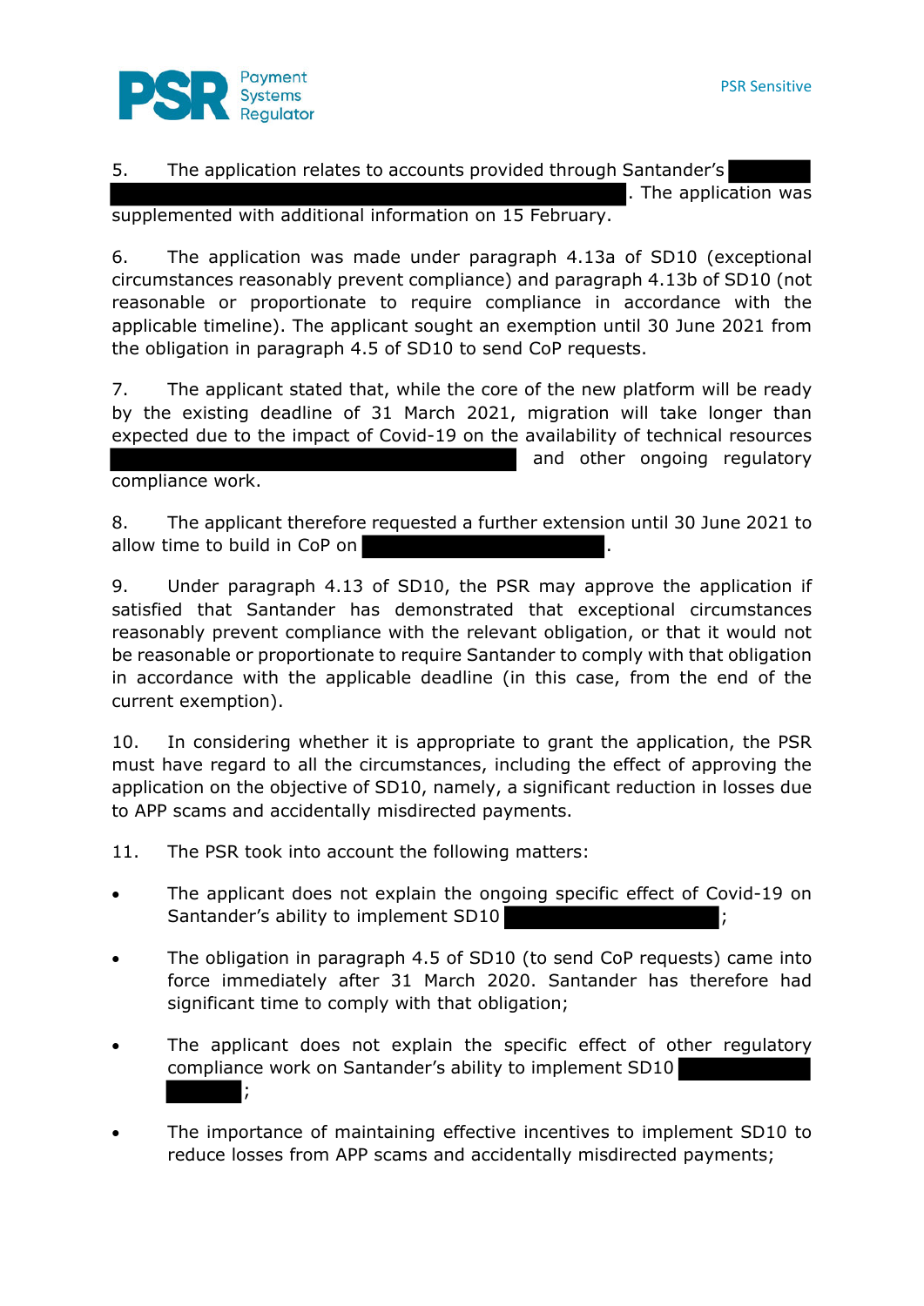5. The application relates to accounts provided through Santander's . The application was supplemented with additional information on 15 February.

6. The application was made under paragraph 4.13a of SD10 (exceptional circumstances reasonably prevent compliance) and paragraph 4.13b of SD10 (not reasonable or proportionate to require compliance in accordance with the applicable timeline). The applicant sought an exemption until 30 June 2021 from the obligation in paragraph 4.5 of SD10 to send CoP requests.

7. The applicant stated that, while the core of the new platform will be ready by the existing deadline of 31 March 2021, migration will take longer than expected due to the impact of Covid-19 on the availability of technical resources and other ongoing regulatory compliance work.

8. The applicant therefore requested a further extension until 30 June 2021 to allow time to build in CoP on .

9. Under paragraph 4.13 of SD10, the PSR may approve the application if satisfied that Santander has demonstrated that exceptional circumstances reasonably prevent compliance with the relevant obligation, or that it would not be reasonable or proportionate to require Santander to comply with that obligation in accordance with the applicable deadline (in this case, from the end of the current exemption).

10. In considering whether it is appropriate to grant the application, the PSR must have regard to all the circumstances, including the effect of approving the application on the objective of SD10, namely, a significant reduction in losses due to APP scams and accidentally misdirected payments.

11. The PSR took into account the following matters:

- The applicant does not explain the ongoing specific effect of Covid-19 on Santander's ability to implement SD10 ;
- The obligation in paragraph 4.5 of SD10 (to send CoP requests) came into force immediately after 31 March 2020. Santander has therefore had significant time to comply with that obligation;
- The applicant does not explain the specific effect of other regulatory compliance work on Santander's ability to implement SD10 ;
- The importance of maintaining effective incentives to implement SD10 to reduce losses from APP scams and accidentally misdirected payments;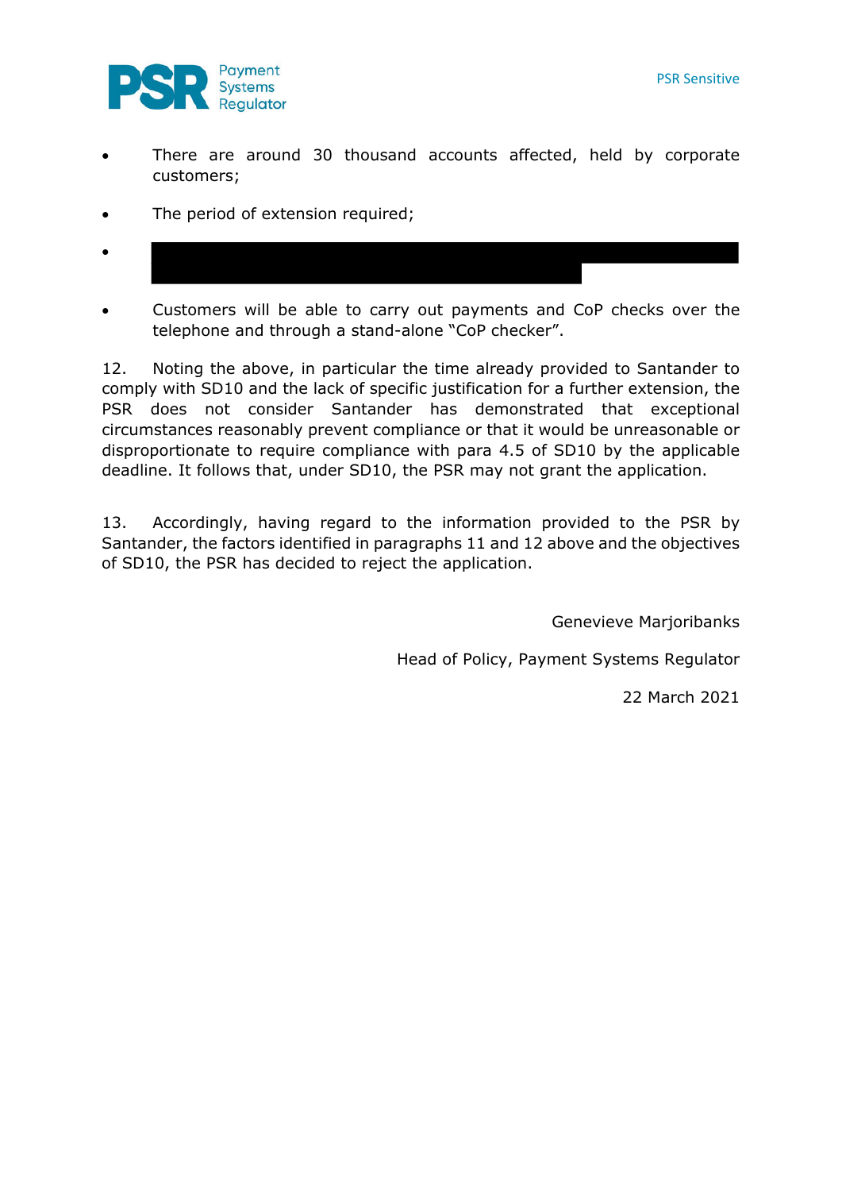- There are around 30 thousand accounts affected, held by corporate customers;
- The period of extension required;
- 
- Customers will be able to carry out payments and CoP checks over the telephone and through a stand-alone "CoP checker".

12. Noting the above, in particular the time already provided to Santander to comply with SD10 and the lack of specific justification for a further extension, the PSR does not consider Santander has demonstrated that exceptional circumstances reasonably prevent compliance or that it would be unreasonable or disproportionate to require compliance with para 4.5 of SD10 by the applicable deadline. It follows that, under SD10, the PSR may not grant the application.

13. Accordingly, having regard to the information provided to the PSR by Santander, the factors identified in paragraphs 11 and 12 above and the objectives of SD10, the PSR has decided to reject the application.

Genevieve Marjoribanks

Head of Policy, Payment Systems Regulator

22 March 2021